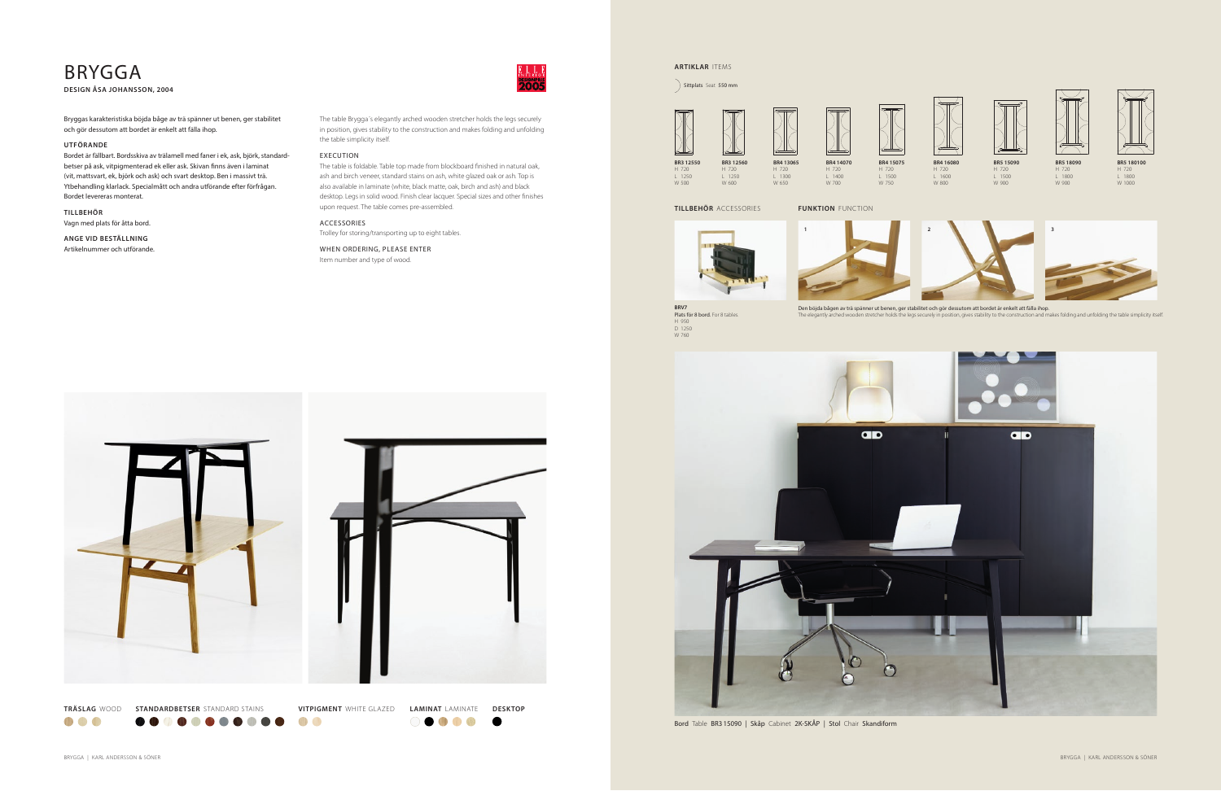# BRYGGA

**DESIGN ÅSA JOHANSSON, 2004**

Bryggas karakteristiska böjda båge av trä spänner ut benen, ger stabilitet och gör dessutom att bordet är enkelt att fälla ihop.

### UTFÖRANDE

Bordet är fällbart. Bordsskiva av trälamell med faner i ek, ask, björk, standardbetser på ask, vitpigmenterad ek eller ask. Skivan finns även i laminat (vit, mattsvart, ek, björk och ask) och svart desktop. Ben i massivt trä. Ytbehandling klarlack. Specialmått och andra utförande efter förfrågan. Bordet levereras monterat.

### TILLBEHÖR

Vagn med plats för åtta bord.

### ANGE VID BESTÄLLNING

Artikelnummer och utförande.

The table Brygga´s elegantly arched wooden stretcher holds the legs securely in position, gives stability to the construction and makes folding and unfolding the table simplicity itself.

### EXECUTION

The table is foldable. Table top made from blockboard finished in natural oak, ash and birch veneer, standard stains on ash, white glazed oak or ash. Top is also available in laminate (white, black matte, oak, birch and ash) and black desktop. Legs in solid wood. Finish clear lacquer. Special sizes and other finishes upon request. The table comes pre-assembled.

### ACCESSORIES

Trolley for storing/transporting up to eight tables.

### WHEN ORDERING, PLEASE ENTER

Item number and type of wood.

**TRÄSLAG** WOOD | **STANDARDBETSER** STANDARD STAINS | **VITPIGMENT** WHITE GLAZED | **LAMINAT** LAMINATE | **DESKTOP**

## ARTIKLAR ITEMS

Sittplats Seat 550 mm

| Item | H | L | W |
|---|---|---|---|
| BR3 12550 | 720 | 1250 | 500 |
| BR3 12560 | 720 | 1250 | 600 |
| BR4 13065 | 720 | 1300 | 650 |
| BR4 14070 | 720 | 1400 | 700 |
| BR4 15075 | 720 | 1500 | 750 |
| BR4 16080 | 720 | 1600 | 800 |
| BR5 15090 | 720 | 1500 | 900 |
| BR5 18090 | 720 | 1800 | 900 |
| BR5 180100 | 720 | 1800 | 1000 |

## TILLBEHÖR ACCESSORIES

**BRV7**
Plats för 8 bord. For 8 tables.
H 950
D 1250
W 760

## FUNKTION FUNCTION

1 2 3

Den böjda bågen av trä spänner ut benen, ger stabilitet och gör dessutom att bordet är enkelt att fälla ihop.
The elegantly arched wooden stretcher holds the legs securely in position, gives stability to the construction and makes folding and unfolding the table simplicity itself.

Bord Table BR3 15090 | Skåp Cabinet 2K-SKÅP | Stol Chair Skandiform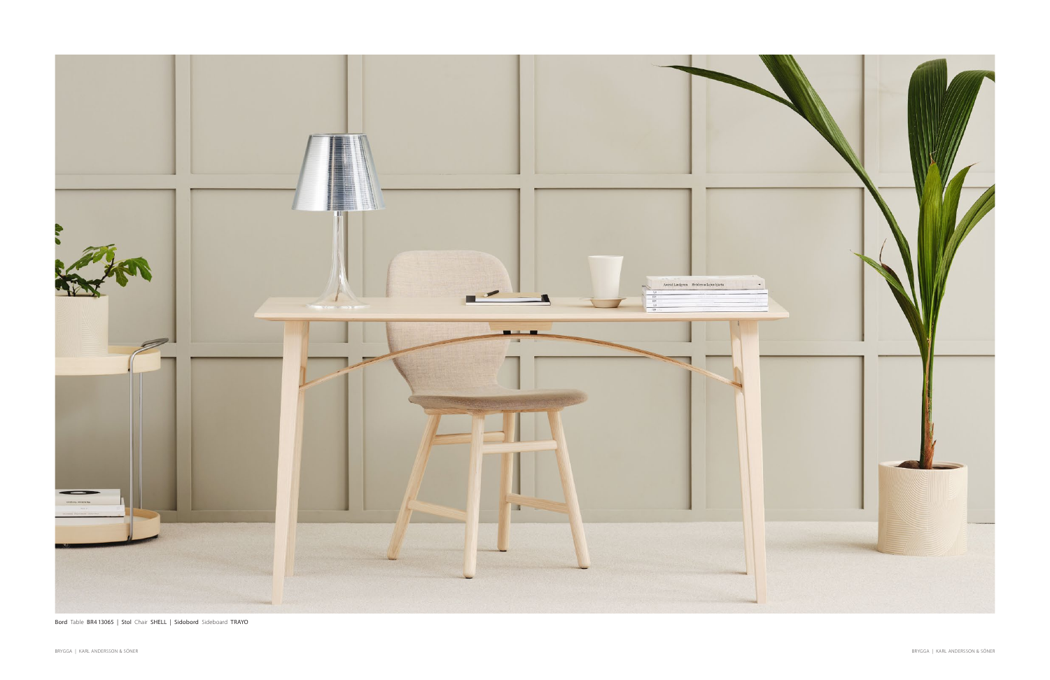**Bord** Table **BR4 13065** | **Stol** Chair **SHELL** | **Sidobord** Sideboard **TRAYO**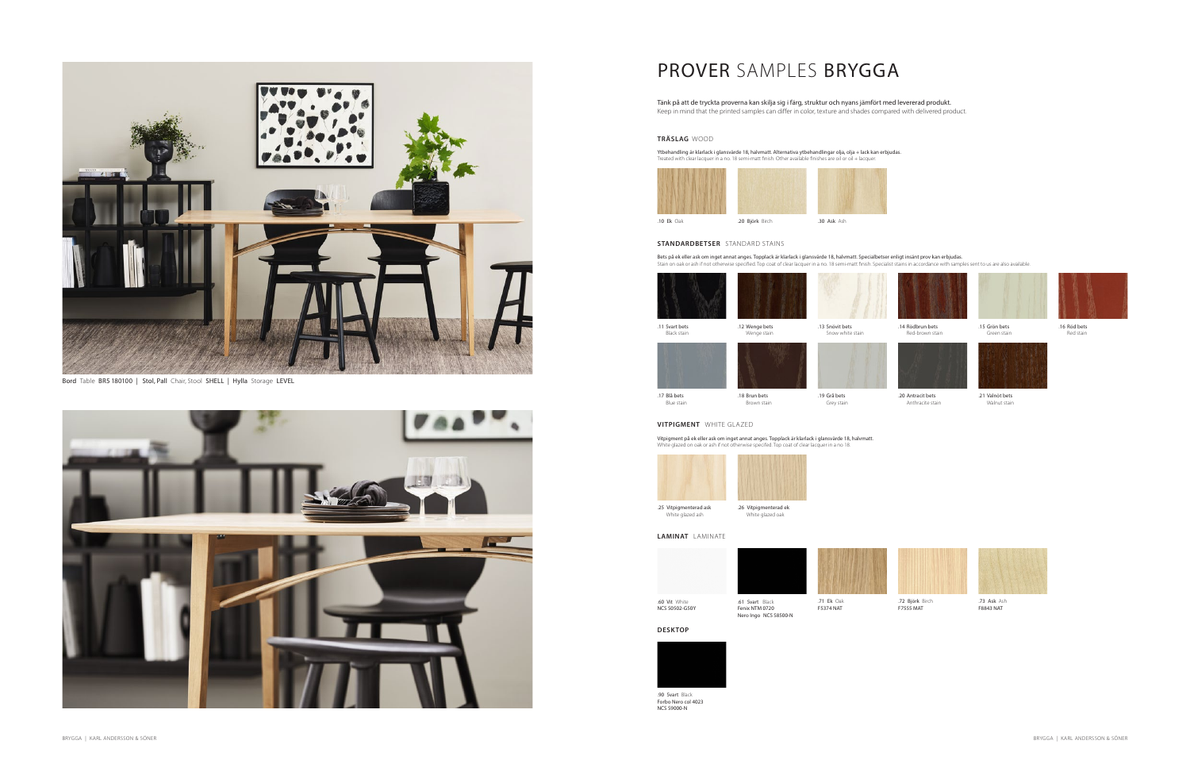Bord Table BRS 180100 | Stol, Pall Chair, Stool SHELL | Hylla Storage LEVEL

# PROVER SAMPLES BRYGGA

Tänk på att de tryckta proverna kan skilja sig i färg, struktur och nyans jämfört med levererad produkt.
Keep in mind that the printed samples can differ in color, texture and shades compared with delivered product.

## TRÄSLAG WOOD

Ytbehandling är klarlack i glansvärde 18, halvmatt. Alternativa ytbehandlingar olja, olja + lack kan erbjudas.
Treated with clear lacquer in a no. 18 semi-matt finish. Other available finishes are oil or oil + lacquer.

.10 Ek Oak

.20 Björk Birch

.30 Ask Ash

## STANDARDBETSER STANDARD STAINS

Bets på ek eller ask om inget annat anges. Topplack är klarlack i glansvärde 18, halvmatt. Specialbetser enligt insänt prov kan erbjudas.
Stain on oak or ash if not otherwise specified. Top coat of clear lacquer in a no. 18 semi-matt finish. Specialist stains in accordance with samples sent to us are also available.

.11 Svart bets
Black stain

.12 Wenge bets
Wenge stain

.13 Snövit bets
Snow white stain

.14 Rödbrun bets
Red-brown stain

.15 Grön bets
Green stain

.16 Röd bets
Red stain

.17 Blå bets
Blue stain

.18 Brun bets
Brown stain

.19 Grå bets
Grey stain

.20 Antracit bets
Anthracite stain

.21 Valnöt bets
Walnut stain

## VITPIGMENT WHITE GLAZED

Vitpigment på ek eller ask om inget annat anges. Topplack är klarlack i glansvärde 18, halvmatt.
White glazed on oak or ash if not otherwise specified. Top coat of clear lacquer in a no 18.

.25 Vitpigmenterad ask
White glazed ash

.26 Vitpigmenterad ek
White glazed oak

## LAMINAT LAMINATE

.60 Vit White
NCS S0502-G50Y

.61 Svart Black
Fenix NTM 0720
Nero Ingo NCS S8500-N

.71 Ek Oak
F5374 NAT

.72 Björk Birch
F7555 MAT

.73 Ask Ash
F8843 NAT

## DESKTOP

.90 Svart Black
Forbo Nero col 4023
NCS S9000-N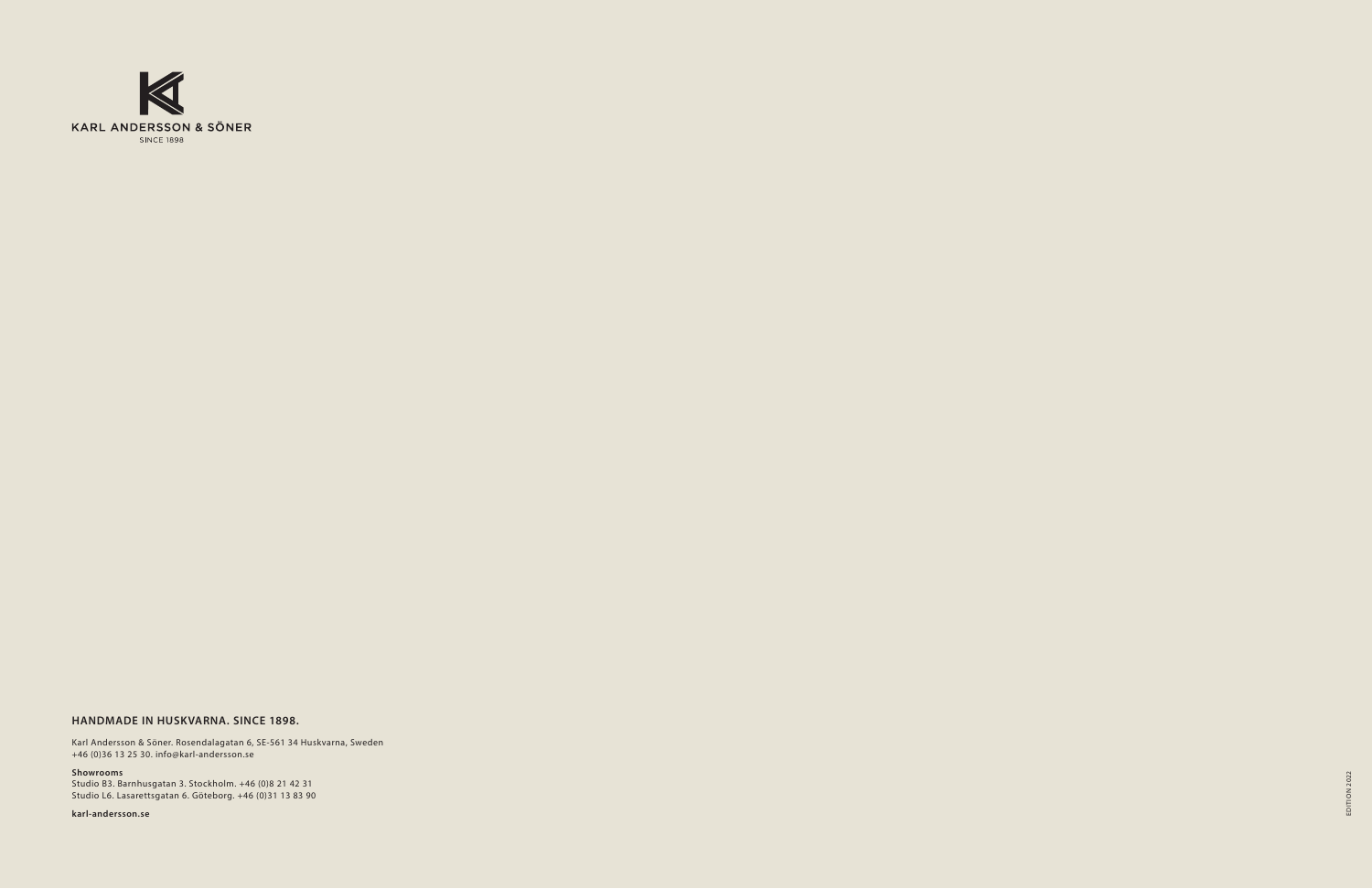KARL ANDERSSON & SÖNER

SINCE 1898

**HANDMADE IN HUSKVARNA. SINCE 1898.**

Karl Andersson & Söner. Rosendalagatan 6, SE-561 34 Huskvarna, Sweden
+46 (0)36 13 25 30. info@karl-andersson.se

**Showrooms**
Studio B3. Barnhusgatan 3. Stockholm. +46 (0)8 21 42 31
Studio L6. Lasarettsgatan 6. Göteborg. +46 (0)31 13 83 90

**karl-andersson.se**

EDITION 2022